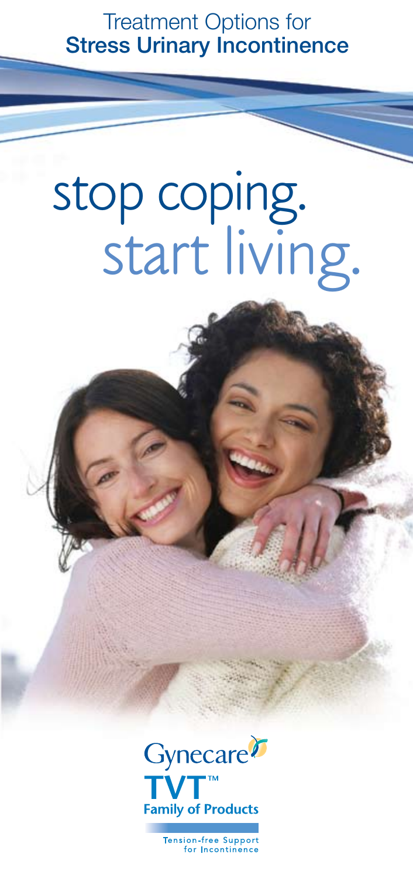Treatment Options for
**Stress Urinary Incontinence**

# stop coping. start living.

Gynecare
**TVT™**
**Family of Products**

Tension-free Support for Incontinence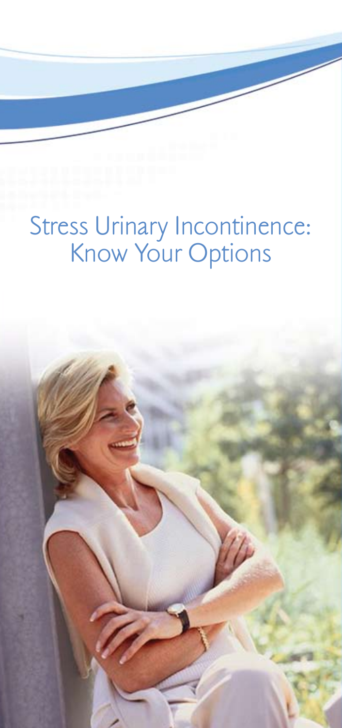# Stress Urinary Incontinence: Know Your Options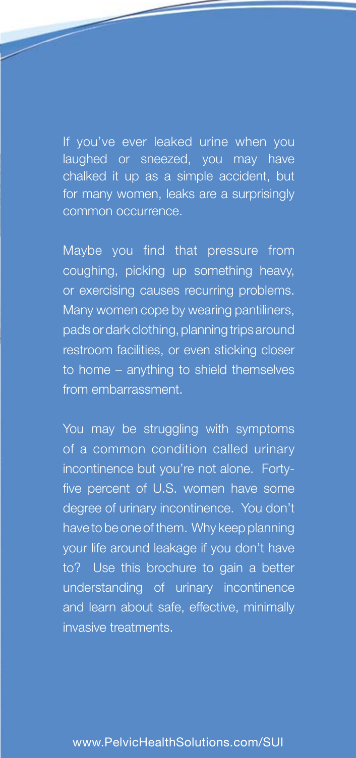If you've ever leaked urine when you laughed or sneezed, you may have chalked it up as a simple accident, but for many women, leaks are a surprisingly common occurrence.

Maybe you find that pressure from coughing, picking up something heavy, or exercising causes recurring problems. Many women cope by wearing pantiliners, pads or dark clothing, planning trips around restroom facilities, or even sticking closer to home – anything to shield themselves from embarrassment.

You may be struggling with symptoms of a common condition called urinary incontinence but you're not alone. Forty-five percent of U.S. women have some degree of urinary incontinence. You don't have to be one of them. Why keep planning your life around leakage if you don't have to? Use this brochure to gain a better understanding of urinary incontinence and learn about safe, effective, minimally invasive treatments.

www.PelvicHealthSolutions.com/SUI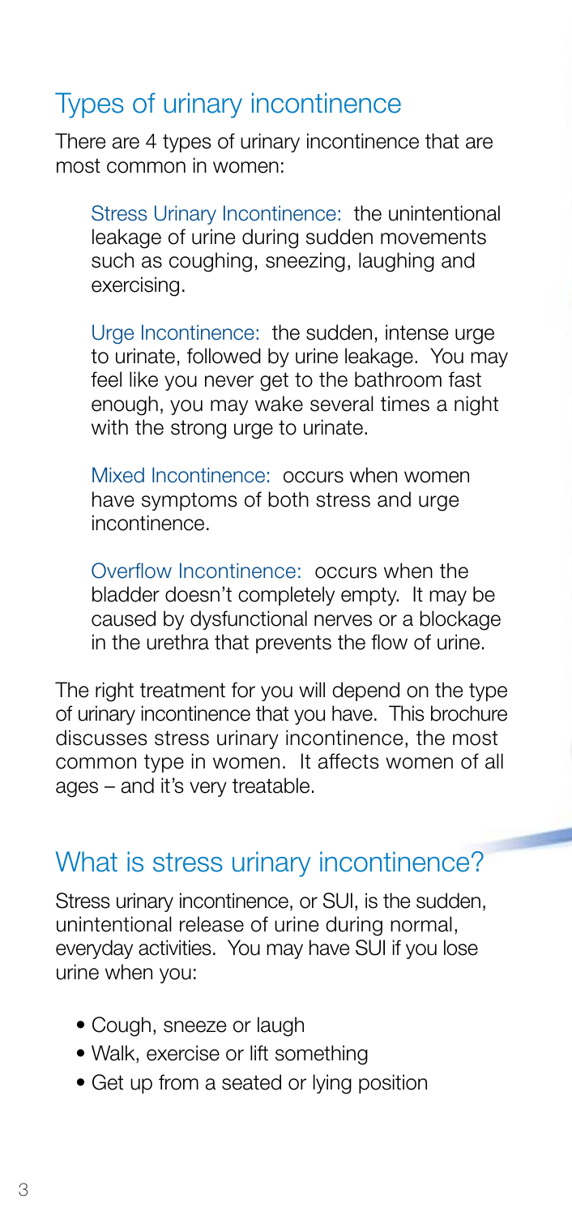## Types of urinary incontinence

There are 4 types of urinary incontinence that are most common in women:

Stress Urinary Incontinence: the unintentional leakage of urine during sudden movements such as coughing, sneezing, laughing and exercising.

Urge Incontinence: the sudden, intense urge to urinate, followed by urine leakage. You may feel like you never get to the bathroom fast enough, you may wake several times a night with the strong urge to urinate.

Mixed Incontinence: occurs when women have symptoms of both stress and urge incontinence.

Overflow Incontinence: occurs when the bladder doesn't completely empty. It may be caused by dysfunctional nerves or a blockage in the urethra that prevents the flow of urine.

The right treatment for you will depend on the type of urinary incontinence that you have. This brochure discusses stress urinary incontinence, the most common type in women. It affects women of all ages – and it's very treatable.

## What is stress urinary incontinence?

Stress urinary incontinence, or SUI, is the sudden, unintentional release of urine during normal, everyday activities. You may have SUI if you lose urine when you:

- Cough, sneeze or laugh
- Walk, exercise or lift something
- Get up from a seated or lying position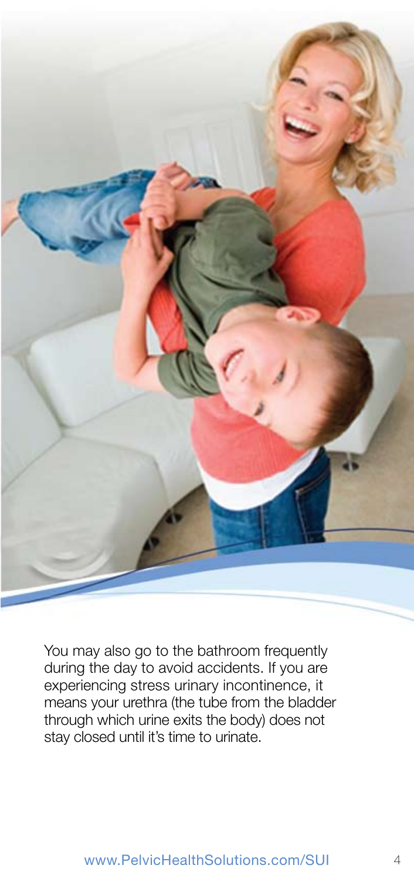You may also go to the bathroom frequently during the day to avoid accidents. If you are experiencing stress urinary incontinence, it means your urethra (the tube from the bladder through which urine exits the body) does not stay closed until it's time to urinate.

www.PelvicHealthSolutions.com/SUI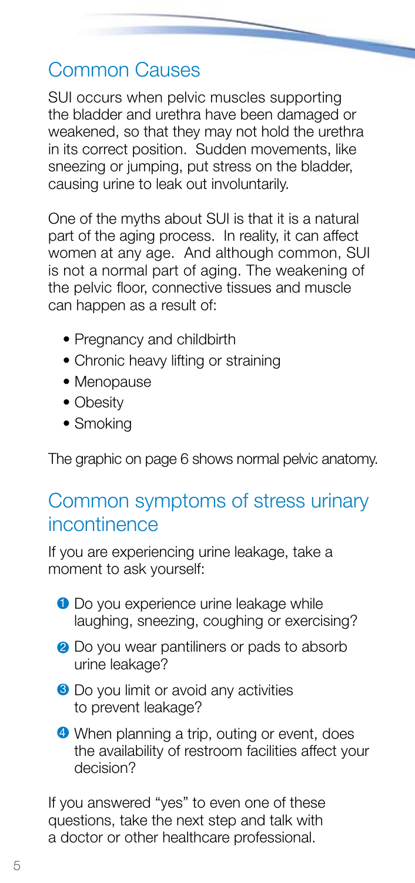## Common Causes

SUI occurs when pelvic muscles supporting the bladder and urethra have been damaged or weakened, so that they may not hold the urethra in its correct position. Sudden movements, like sneezing or jumping, put stress on the bladder, causing urine to leak out involuntarily.

One of the myths about SUI is that it is a natural part of the aging process. In reality, it can affect women at any age. And although common, SUI is not a normal part of aging. The weakening of the pelvic floor, connective tissues and muscle can happen as a result of:

- Pregnancy and childbirth
- Chronic heavy lifting or straining
- Menopause
- Obesity
- Smoking

The graphic on page 6 shows normal pelvic anatomy.

## Common symptoms of stress urinary incontinence

If you are experiencing urine leakage, take a moment to ask yourself:

1. Do you experience urine leakage while laughing, sneezing, coughing or exercising?
2. Do you wear pantiliners or pads to absorb urine leakage?
3. Do you limit or avoid any activities to prevent leakage?
4. When planning a trip, outing or event, does the availability of restroom facilities affect your decision?

If you answered "yes" to even one of these questions, take the next step and talk with a doctor or other healthcare professional.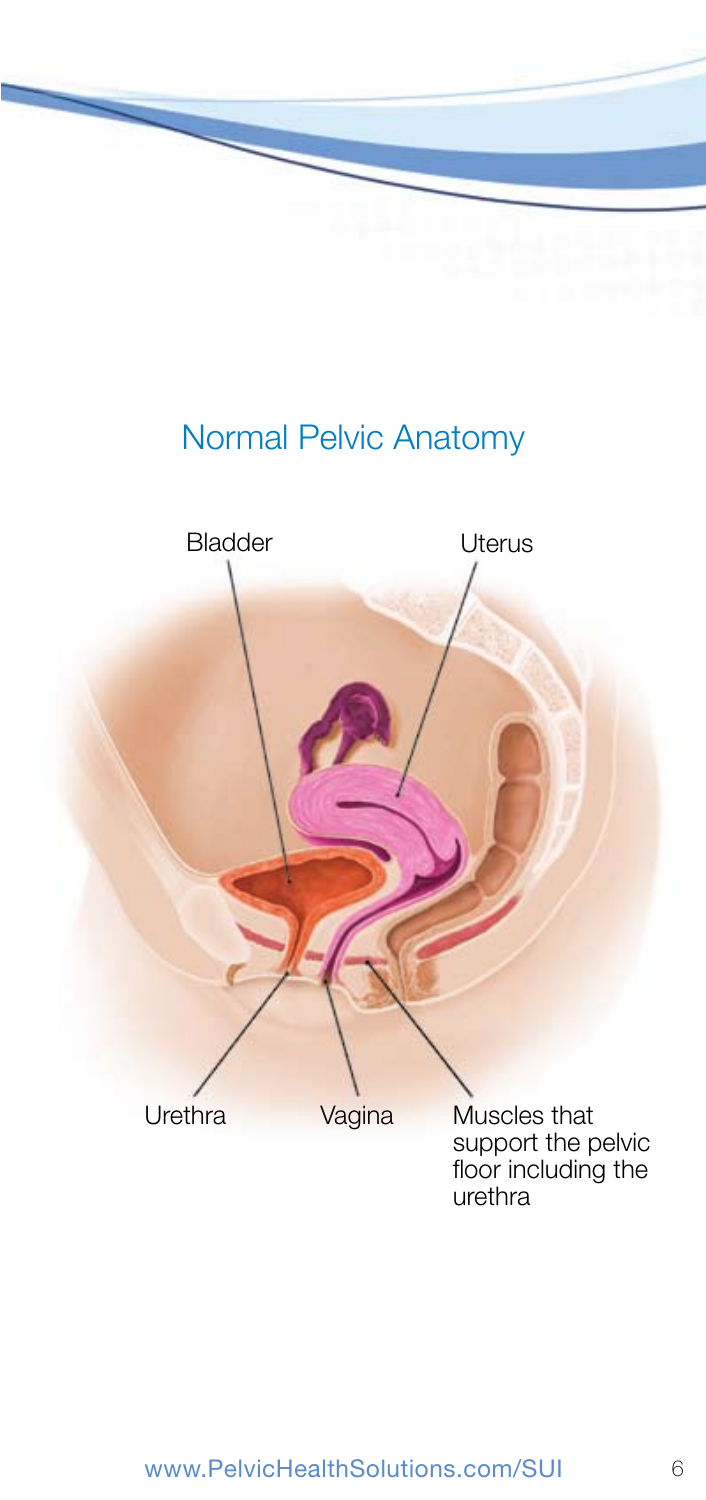## Normal Pelvic Anatomy

Bladder

Uterus

Urethra

Vagina

Muscles that support the pelvic floor including the urethra

www.PelvicHealthSolutions.com/SUI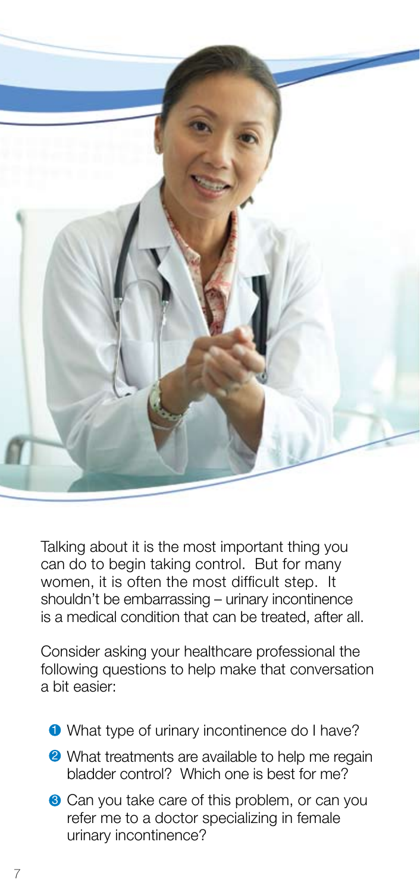Talking about it is the most important thing you can do to begin taking control. But for many women, it is often the most difficult step. It shouldn't be embarrassing – urinary incontinence is a medical condition that can be treated, after all.

Consider asking your healthcare professional the following questions to help make that conversation a bit easier:

1. What type of urinary incontinence do I have?
2. What treatments are available to help me regain bladder control? Which one is best for me?
3. Can you take care of this problem, or can you refer me to a doctor specializing in female urinary incontinence?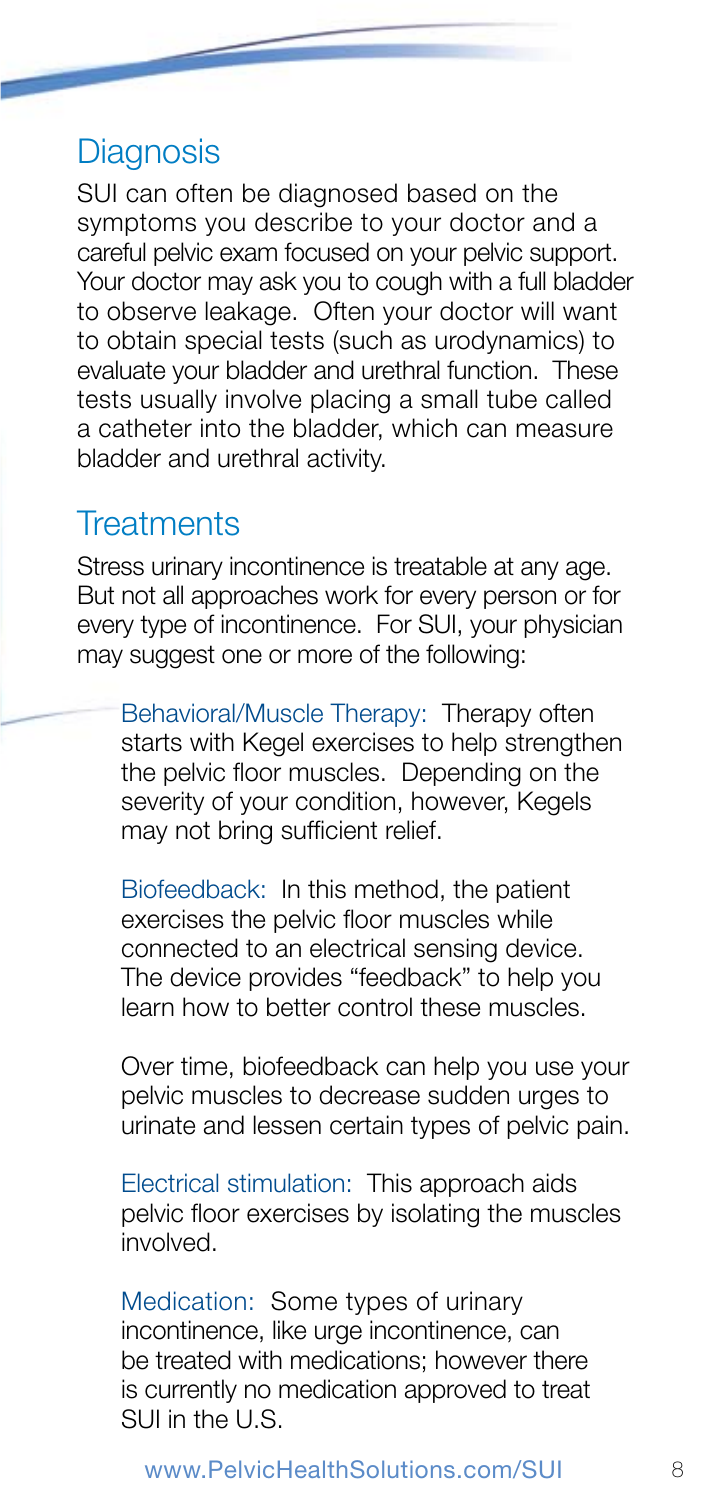## Diagnosis

SUI can often be diagnosed based on the symptoms you describe to your doctor and a careful pelvic exam focused on your pelvic support. Your doctor may ask you to cough with a full bladder to observe leakage. Often your doctor will want to obtain special tests (such as urodynamics) to evaluate your bladder and urethral function. These tests usually involve placing a small tube called a catheter into the bladder, which can measure bladder and urethral activity.

## Treatments

Stress urinary incontinence is treatable at any age. But not all approaches work for every person or for every type of incontinence. For SUI, your physician may suggest one or more of the following:

Behavioral/Muscle Therapy: Therapy often starts with Kegel exercises to help strengthen the pelvic floor muscles. Depending on the severity of your condition, however, Kegels may not bring sufficient relief.

Biofeedback: In this method, the patient exercises the pelvic floor muscles while connected to an electrical sensing device. The device provides "feedback" to help you learn how to better control these muscles.

Over time, biofeedback can help you use your pelvic muscles to decrease sudden urges to urinate and lessen certain types of pelvic pain.

Electrical stimulation: This approach aids pelvic floor exercises by isolating the muscles involved.

Medication: Some types of urinary incontinence, like urge incontinence, can be treated with medications; however there is currently no medication approved to treat SUI in the U.S.

www.PelvicHealthSolutions.com/SUI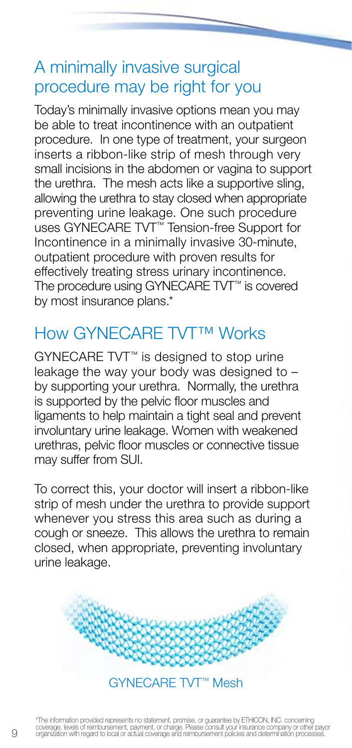## A minimally invasive surgical procedure may be right for you

Today's minimally invasive options mean you may be able to treat incontinence with an outpatient procedure. In one type of treatment, your surgeon inserts a ribbon-like strip of mesh through very small incisions in the abdomen or vagina to support the urethra. The mesh acts like a supportive sling, allowing the urethra to stay closed when appropriate preventing urine leakage. One such procedure uses GYNECARE TVT™ Tension-free Support for Incontinence in a minimally invasive 30-minute, outpatient procedure with proven results for effectively treating stress urinary incontinence. The procedure using GYNECARE TVT™ is covered by most insurance plans.*

## How GYNECARE TVT™ Works

GYNECARE TVT™ is designed to stop urine leakage the way your body was designed to – by supporting your urethra. Normally, the urethra is supported by the pelvic floor muscles and ligaments to help maintain a tight seal and prevent involuntary urine leakage. Women with weakened urethras, pelvic floor muscles or connective tissue may suffer from SUI.

To correct this, your doctor will insert a ribbon-like strip of mesh under the urethra to provide support whenever you stress this area such as during a cough or sneeze. This allows the urethra to remain closed, when appropriate, preventing involuntary urine leakage.

GYNECARE TVT™ Mesh

*The information provided represents no statement, promise, or guarantee by ETHICON, INC. concerning coverage, levels of reimbursement, payment, or charge. Please consult your insurance company or other payor organization with regard to local or actual coverage and reimbursement policies and determination processes.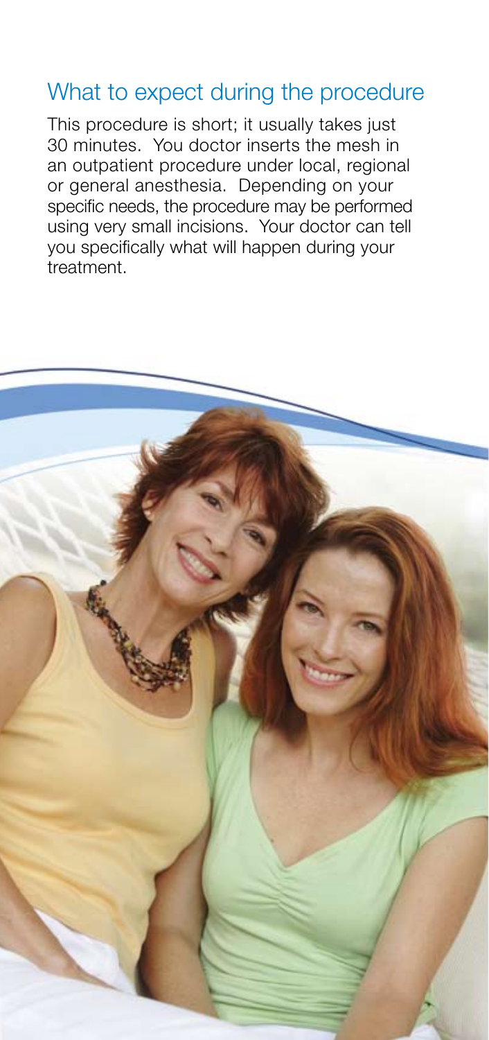## What to expect during the procedure

This procedure is short; it usually takes just 30 minutes. You doctor inserts the mesh in an outpatient procedure under local, regional or general anesthesia. Depending on your specific needs, the procedure may be performed using very small incisions. Your doctor can tell you specifically what will happen during your treatment.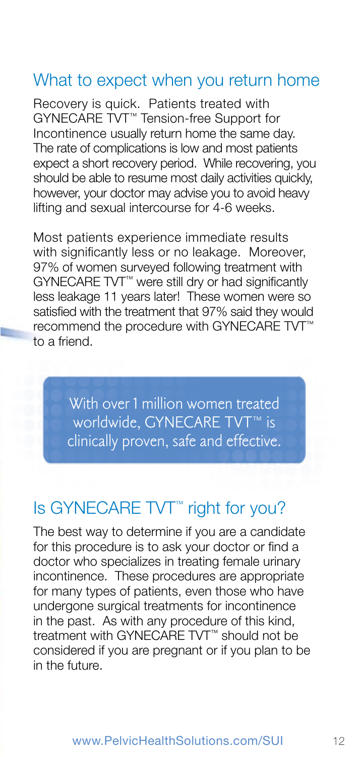## What to expect when you return home

Recovery is quick. Patients treated with GYNECARE TVT™ Tension-free Support for Incontinence usually return home the same day. The rate of complications is low and most patients expect a short recovery period. While recovering, you should be able to resume most daily activities quickly, however, your doctor may advise you to avoid heavy lifting and sexual intercourse for 4-6 weeks.

Most patients experience immediate results with significantly less or no leakage. Moreover, 97% of women surveyed following treatment with GYNECARE TVT™ were still dry or had significantly less leakage 11 years later! These women were so satisfied with the treatment that 97% said they would recommend the procedure with GYNECARE TVT™ to a friend.

> With over 1 million women treated worldwide, GYNECARE TVT™ is clinically proven, safe and effective.

## Is GYNECARE TVT™ right for you?

The best way to determine if you are a candidate for this procedure is to ask your doctor or find a doctor who specializes in treating female urinary incontinence. These procedures are appropriate for many types of patients, even those who have undergone surgical treatments for incontinence in the past. As with any procedure of this kind, treatment with GYNECARE TVT™ should not be considered if you are pregnant or if you plan to be in the future.

www.PelvicHealthSolutions.com/SUI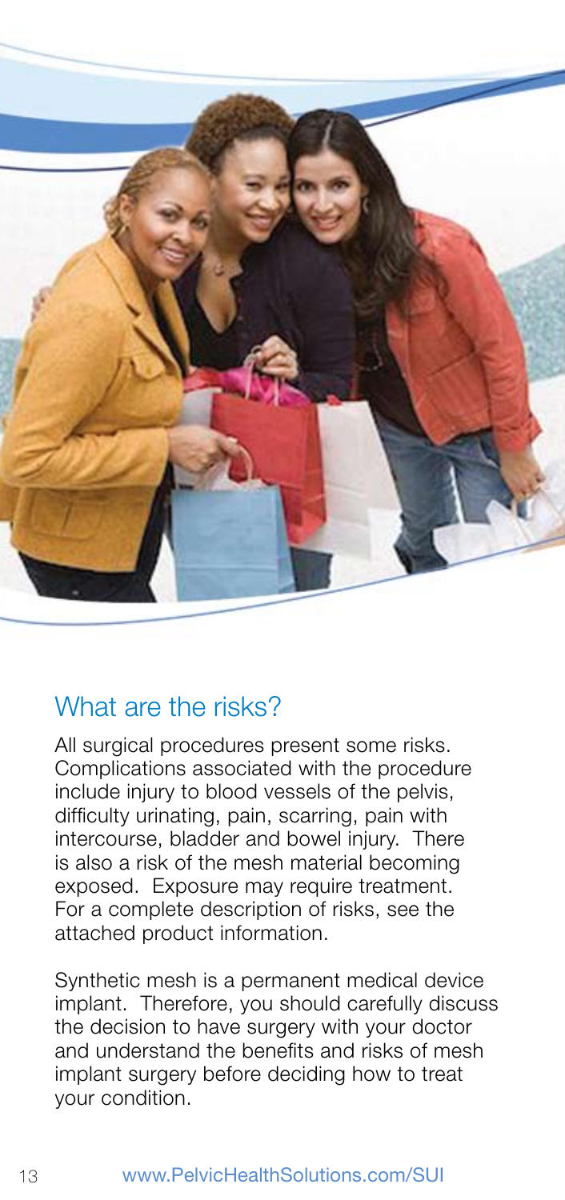## What are the risks?

All surgical procedures present some risks. Complications associated with the procedure include injury to blood vessels of the pelvis, difficulty urinating, pain, scarring, pain with intercourse, bladder and bowel injury. There is also a risk of the mesh material becoming exposed. Exposure may require treatment. For a complete description of risks, see the attached product information.

Synthetic mesh is a permanent medical device implant. Therefore, you should carefully discuss the decision to have surgery with your doctor and understand the benefits and risks of mesh implant surgery before deciding how to treat your condition.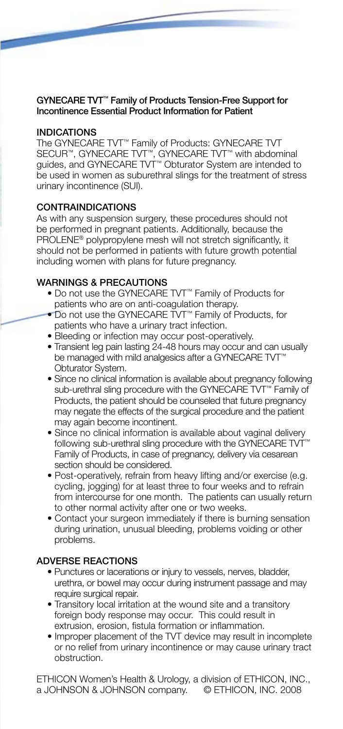**GYNECARE TVT™ Family of Products Tension-Free Support for Incontinence Essential Product Information for Patient**

## INDICATIONS

The GYNECARE TVT™ Family of Products: GYNECARE TVT SECUR™, GYNECARE TVT™, GYNECARE TVT™ with abdominal guides, and GYNECARE TVT™ Obturator System are intended to be used in women as suburethral slings for the treatment of stress urinary incontinence (SUI).

## CONTRAINDICATIONS

As with any suspension surgery, these procedures should not be performed in pregnant patients. Additionally, because the PROLENE® polypropylene mesh will not stretch significantly, it should not be performed in patients with future growth potential including women with plans for future pregnancy.

## WARNINGS & PRECAUTIONS

- Do not use the GYNECARE TVT™ Family of Products for patients who are on anti-coagulation therapy.
- Do not use the GYNECARE TVT™ Family of Products, for patients who have a urinary tract infection.
- Bleeding or infection may occur post-operatively.
- Transient leg pain lasting 24-48 hours may occur and can usually be managed with mild analgesics after a GYNECARE TVT™ Obturator System.
- Since no clinical information is available about pregnancy following sub-urethral sling procedure with the GYNECARE TVT™ Family of Products, the patient should be counseled that future pregnancy may negate the effects of the surgical procedure and the patient may again become incontinent.
- Since no clinical information is available about vaginal delivery following sub-urethral sling procedure with the GYNECARE TVT™ Family of Products, in case of pregnancy, delivery via cesarean section should be considered.
- Post-operatively, refrain from heavy lifting and/or exercise (e.g. cycling, jogging) for at least three to four weeks and to refrain from intercourse for one month. The patients can usually return to other normal activity after one or two weeks.
- Contact your surgeon immediately if there is burning sensation during urination, unusual bleeding, problems voiding or other problems.

## ADVERSE REACTIONS

- Punctures or lacerations or injury to vessels, nerves, bladder, urethra, or bowel may occur during instrument passage and may require surgical repair.
- Transitory local irritation at the wound site and a transitory foreign body response may occur. This could result in extrusion, erosion, fistula formation or inflammation.
- Improper placement of the TVT device may result in incomplete or no relief from urinary incontinence or may cause urinary tract obstruction.

ETHICON Women's Health & Urology, a division of ETHICON, INC., a JOHNSON & JOHNSON company. © ETHICON, INC. 2008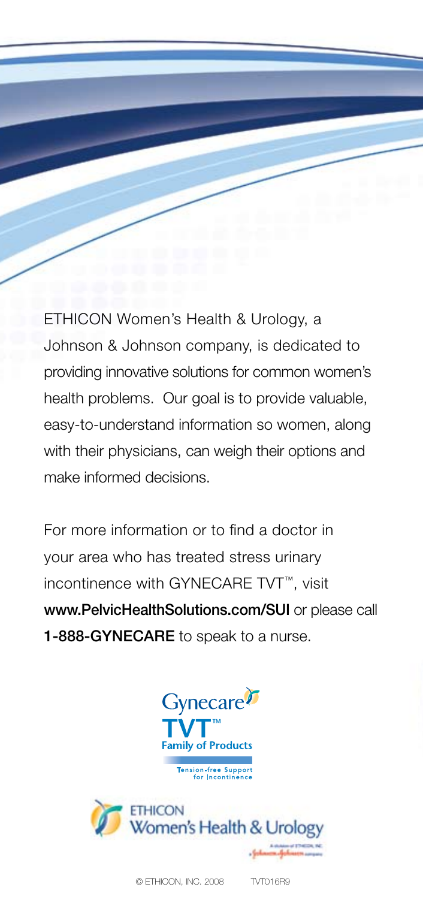ETHICON Women's Health & Urology, a Johnson & Johnson company, is dedicated to providing innovative solutions for common women's health problems. Our goal is to provide valuable, easy-to-understand information so women, along with their physicians, can weigh their options and make informed decisions.

For more information or to find a doctor in your area who has treated stress urinary incontinence with GYNECARE TVT™, visit **www.PelvicHealthSolutions.com/SUI** or please call **1-888-GYNECARE** to speak to a nurse.

Gynecare TVT™ Family of Products

Tension-free Support for Incontinence

ETHICON Women's Health & Urology

A division of ETHICON, INC. a Johnson & Johnson company

© ETHICON, INC. 2008 TVT016R9